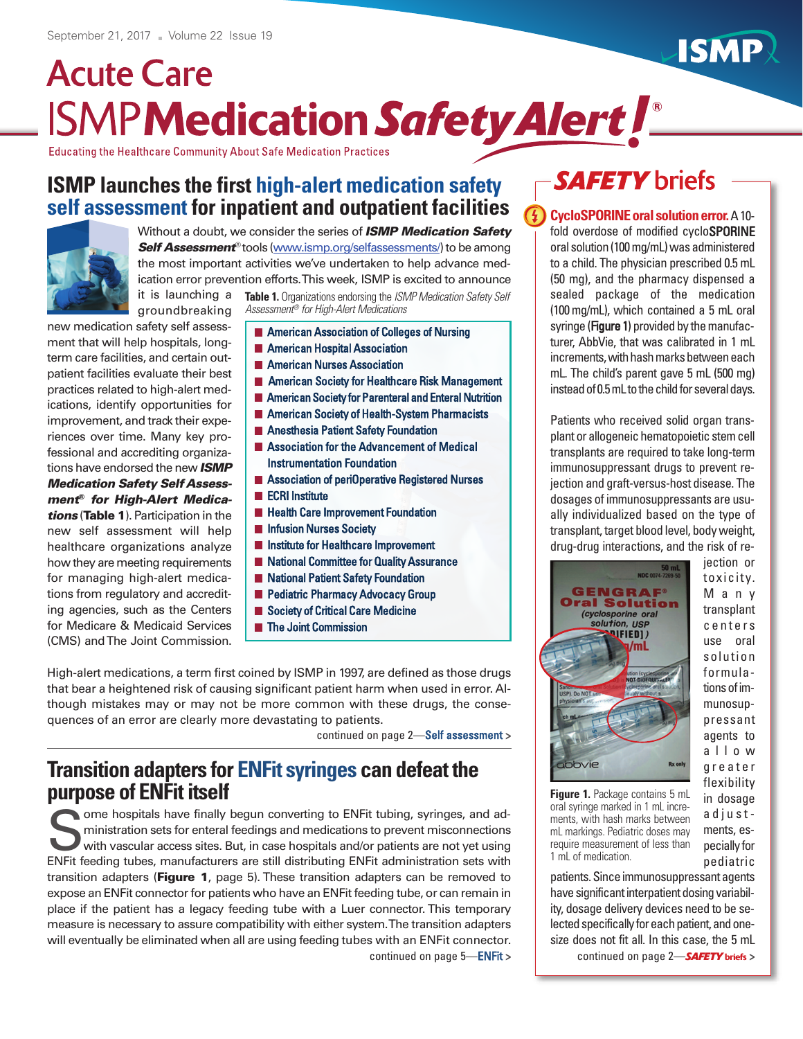# Acute Care ISMP Medication Safety Alert!®

Educating the Healthcare Community About Safe Medication Practices

## ISMP launches the first high-alert medication safety self assessment for inpatient and outpatient facilities

Without a doubt, we consider the series of ***ISMP Medication Safety Self Assessment***® tools (www.ismp.org/selfassessments/) to be among the most important activities we've undertaken to help advance medication error prevention efforts. This week, ISMP is excited to announce it is launching a groundbreaking new medication safety self assessment that will help hospitals, long-term care facilities, and certain outpatient facilities evaluate their best practices related to high-alert medications, identify opportunities for improvement, and track their experiences over time. Many key professional and accrediting organizations have endorsed the new ***ISMP Medication Safety Self Assessment® for High-Alert Medications*** (**Table 1**). Participation in the new self assessment will help healthcare organizations analyze how they are meeting requirements for managing high-alert medications from regulatory and accrediting agencies, such as the Centers for Medicare & Medicaid Services (CMS) and The Joint Commission.

**Table 1.** Organizations endorsing the *ISMP Medication Safety Self Assessment® for High-Alert Medications*

- American Association of Colleges of Nursing
- American Hospital Association
- American Nurses Association
- American Society for Healthcare Risk Management
- American Society for Parenteral and Enteral Nutrition
- American Society of Health-System Pharmacists
- Anesthesia Patient Safety Foundation
- Association for the Advancement of Medical Instrumentation Foundation
- Association of periOperative Registered Nurses
- ECRI Institute
- Health Care Improvement Foundation
- Infusion Nurses Society
- Institute for Healthcare Improvement
- National Committee for Quality Assurance
- National Patient Safety Foundation
- Pediatric Pharmacy Advocacy Group
- Society of Critical Care Medicine
- The Joint Commission

High-alert medications, a term first coined by ISMP in 1997, are defined as those drugs that bear a heightened risk of causing significant patient harm when used in error. Although mistakes may or may not be more common with these drugs, the consequences of an error are clearly more devastating to patients.

continued on page 2—**Self assessment** >

## Transition adapters for ENFit syringes can defeat the purpose of ENFit itself

Some hospitals have finally begun converting to ENFit tubing, syringes, and administration sets for enteral feedings and medications to prevent misconnections with vascular access sites. But, in case hospitals and/or patients are not yet using ENFit feeding tubes, manufacturers are still distributing ENFit administration sets with transition adapters (**Figure 1**, page 5). These transition adapters can be removed to expose an ENFit connector for patients who have an ENFit feeding tube, or can remain in place if the patient has a legacy feeding tube with a Luer connector. This temporary measure is necessary to assure compatibility with either system. The transition adapters will eventually be eliminated when all are using feeding tubes with an ENFit connector.

continued on page 5—**ENFit** >

## *SAFETY* briefs

**CycloSPORINE oral solution error.** A 10-fold overdose of modified cycloSPORINE oral solution (100 mg/mL) was administered to a child. The physician prescribed 0.5 mL (50 mg), and the pharmacy dispensed a sealed package of the medication (100 mg/mL), which contained a 5 mL oral syringe (**Figure 1**) provided by the manufacturer, AbbVie, that was calibrated in 1 mL increments, with hash marks between each mL. The child's parent gave 5 mL (500 mg) instead of 0.5 mL to the child for several days.

Patients who received solid organ transplant or allogeneic hematopoietic stem cell transplants are required to take long-term immunosuppressant drugs to prevent rejection and graft-versus-host disease. The dosages of immunosuppressants are usually individualized based on the type of transplant, target blood level, body weight, drug-drug interactions, and the risk of rejection or toxicity. Many transplant centers use oral solution formulations of immunosuppressant agents to allow greater flexibility in dosage adjustments, especially for pediatric patients. Since immunosuppressant agents have significant interpatient dosing variability, dosage delivery devices need to be selected specifically for each patient, and one-size does not fit all. In this case, the 5 mL

**Figure 1.** Package contains 5 mL oral syringe marked in 1 mL increments, with hash marks between mL markings. Pediatric doses may require measurement of less than 1 mL of medication.

continued on page 2—***SAFETY* briefs** >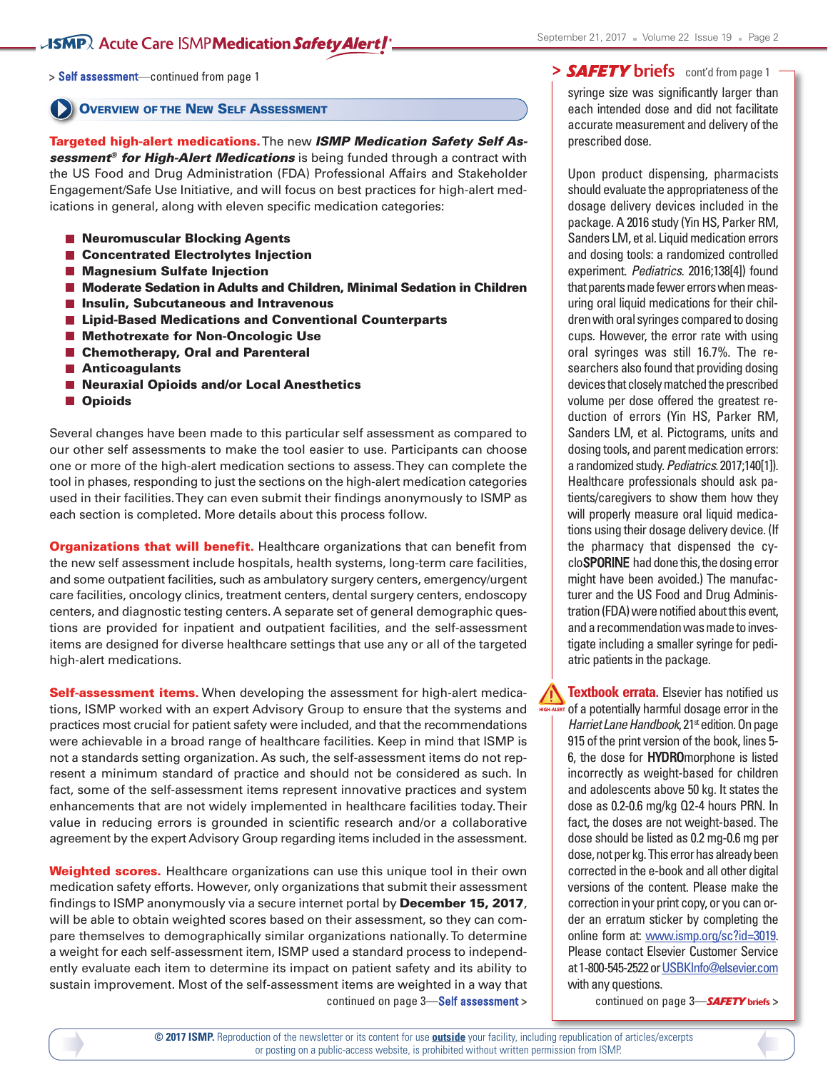> **Self assessment**—continued from page 1

## Overview of the New Self Assessment

**Targeted high-alert medications.** The new ***ISMP Medication Safety Self Assessment® for High-Alert Medications*** is being funded through a contract with the US Food and Drug Administration (FDA) Professional Affairs and Stakeholder Engagement/Safe Use Initiative, and will focus on best practices for high-alert medications in general, along with eleven specific medication categories:

- **Neuromuscular Blocking Agents**
- **Concentrated Electrolytes Injection**
- **Magnesium Sulfate Injection**
- **Moderate Sedation in Adults and Children, Minimal Sedation in Children**
- **Insulin, Subcutaneous and Intravenous**
- **Lipid-Based Medications and Conventional Counterparts**
- **Methotrexate for Non-Oncologic Use**
- **Chemotherapy, Oral and Parenteral**
- **Anticoagulants**
- **Neuraxial Opioids and/or Local Anesthetics**
- **Opioids**

Several changes have been made to this particular self assessment as compared to our other self assessments to make the tool easier to use. Participants can choose one or more of the high-alert medication sections to assess. They can complete the tool in phases, responding to just the sections on the high-alert medication categories used in their facilities. They can even submit their findings anonymously to ISMP as each section is completed. More details about this process follow.

**Organizations that will benefit.** Healthcare organizations that can benefit from the new self assessment include hospitals, health systems, long-term care facilities, and some outpatient facilities, such as ambulatory surgery centers, emergency/urgent care facilities, oncology clinics, treatment centers, dental surgery centers, endoscopy centers, and diagnostic testing centers. A separate set of general demographic questions are provided for inpatient and outpatient facilities, and the self-assessment items are designed for diverse healthcare settings that use any or all of the targeted high-alert medications.

**Self-assessment items.** When developing the assessment for high-alert medications, ISMP worked with an expert Advisory Group to ensure that the systems and practices most crucial for patient safety were included, and that the recommendations were achievable in a broad range of healthcare facilities. Keep in mind that ISMP is not a standards setting organization. As such, the self-assessment items do not represent a minimum standard of practice and should not be considered as such. In fact, some of the self-assessment items represent innovative practices and system enhancements that are not widely implemented in healthcare facilities today. Their value in reducing errors is grounded in scientific research and/or a collaborative agreement by the expert Advisory Group regarding items included in the assessment.

**Weighted scores.** Healthcare organizations can use this unique tool in their own medication safety efforts. However, only organizations that submit their assessment findings to ISMP anonymously via a secure internet portal by **December 15, 2017**, will be able to obtain weighted scores based on their assessment, so they can compare themselves to demographically similar organizations nationally. To determine a weight for each self-assessment item, ISMP used a standard process to independently evaluate each item to determine its impact on patient safety and its ability to sustain improvement. Most of the self-assessment items are weighted in a way that

continued on page 3—**Self assessment** >

> ***SAFETY* briefs** cont'd from page 1

syringe size was significantly larger than each intended dose and did not facilitate accurate measurement and delivery of the prescribed dose.

Upon product dispensing, pharmacists should evaluate the appropriateness of the dosage delivery devices included in the package. A 2016 study (Yin HS, Parker RM, Sanders LM, et al. Liquid medication errors and dosing tools: a randomized controlled experiment. *Pediatrics*. 2016;138[4]) found that parents made fewer errors when measuring oral liquid medications for their children with oral syringes compared to dosing cups. However, the error rate with using oral syringes was still 16.7%. The researchers also found that providing dosing devices that closely matched the prescribed volume per dose offered the greatest reduction of errors (Yin HS, Parker RM, Sanders LM, et al. Pictograms, units and dosing tools, and parent medication errors: a randomized study. *Pediatrics*. 2017;140[1]). Healthcare professionals should ask patients/caregivers to show them how they will properly measure oral liquid medications using their dosage delivery device. (If the pharmacy that dispensed the cycloSPORINE had done this, the dosing error might have been avoided.) The manufacturer and the US Food and Drug Administration (FDA) were notified about this event, and a recommendation was made to investigate including a smaller syringe for pediatric patients in the package.

HIGH-ALERT **Textbook errata.** Elsevier has notified us of a potentially harmful dosage error in the *Harriet Lane Handbook*, 21st edition. On page 915 of the print version of the book, lines 5-6, the dose for **HYDRO**morphone is listed incorrectly as weight-based for children and adolescents above 50 kg. It states the dose as 0.2-0.6 mg/kg Q2-4 hours PRN. In fact, the doses are not weight-based. The dose should be listed as 0.2 mg-0.6 mg per dose, not per kg. This error has already been corrected in the e-book and all other digital versions of the content. Please make the correction in your print copy, or you can order an erratum sticker by completing the online form at: www.ismp.org/sc?id=3019. Please contact Elsevier Customer Service at 1-800-545-2522 or USBKInfo@elsevier.com with any questions.

continued on page 3—***SAFETY* briefs** >

**© 2017 ISMP.** Reproduction of the newsletter or its content for use **outside** your facility, including republication of articles/excerpts or posting on a public-access website, is prohibited without written permission from ISMP.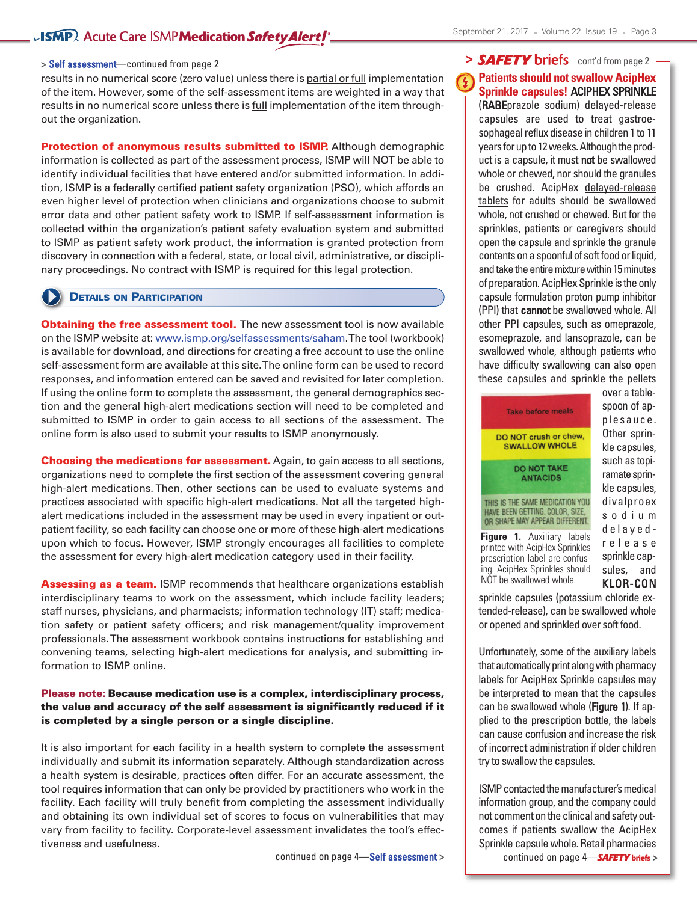> **Self assessment**—continued from page 2

results in no numerical score (zero value) unless there is partial or full implementation of the item. However, some of the self-assessment items are weighted in a way that results in no numerical score unless there is full implementation of the item throughout the organization.

**Protection of anonymous results submitted to ISMP.** Although demographic information is collected as part of the assessment process, ISMP will NOT be able to identify individual facilities that have entered and/or submitted information. In addition, ISMP is a federally certified patient safety organization (PSO), which affords an even higher level of protection when clinicians and organizations choose to submit error data and other patient safety work to ISMP. If self-assessment information is collected within the organization's patient safety evaluation system and submitted to ISMP as patient safety work product, the information is granted protection from discovery in connection with a federal, state, or local civil, administrative, or disciplinary proceedings. No contract with ISMP is required for this legal protection.

## Details on Participation

**Obtaining the free assessment tool.** The new assessment tool is now available on the ISMP website at: www.ismp.org/selfassessments/saham. The tool (workbook) is available for download, and directions for creating a free account to use the online self-assessment form are available at this site. The online form can be used to record responses, and information entered can be saved and revisited for later completion. If using the online form to complete the assessment, the general demographics section and the general high-alert medications section will need to be completed and submitted to ISMP in order to gain access to all sections of the assessment. The online form is also used to submit your results to ISMP anonymously.

**Choosing the medications for assessment.** Again, to gain access to all sections, organizations need to complete the first section of the assessment covering general high-alert medications. Then, other sections can be used to evaluate systems and practices associated with specific high-alert medications. Not all the targeted high-alert medications included in the assessment may be used in every inpatient or outpatient facility, so each facility can choose one or more of these high-alert medications upon which to focus. However, ISMP strongly encourages all facilities to complete the assessment for every high-alert medication category used in their facility.

**Assessing as a team.** ISMP recommends that healthcare organizations establish interdisciplinary teams to work on the assessment, which include facility leaders; staff nurses, physicians, and pharmacists; information technology (IT) staff; medication safety or patient safety officers; and risk management/quality improvement professionals. The assessment workbook contains instructions for establishing and convening teams, selecting high-alert medications for analysis, and submitting information to ISMP online.

**Please note: Because medication use is a complex, interdisciplinary process, the value and accuracy of the self assessment is significantly reduced if it is completed by a single person or a single discipline.**

It is also important for each facility in a health system to complete the assessment individually and submit its information separately. Although standardization across a health system is desirable, practices often differ. For an accurate assessment, the tool requires information that can only be provided by practitioners who work in the facility. Each facility will truly benefit from completing the assessment individually and obtaining its own individual set of scores to focus on vulnerabilities that may vary from facility to facility. Corporate-level assessment invalidates the tool's effectiveness and usefulness.

continued on page 4—**Self assessment** >

> ***SAFETY* briefs** cont'd from page 2

**Patients should not swallow AcipHex Sprinkle capsules!** ACIPHEX SPRINKLE (RABEprazole sodium) delayed-release capsules are used to treat gastroesophageal reflux disease in children 1 to 11 years for up to 12 weeks. Although the product is a capsule, it must **not** be swallowed whole or chewed, nor should the granules be crushed. AcipHex delayed-release tablets for adults should be swallowed whole, not crushed or chewed. But for the sprinkles, patients or caregivers should open the capsule and sprinkle the granule contents on a spoonful of soft food or liquid, and take the entire mixture within 15 minutes of preparation. AcipHex Sprinkle is the only capsule formulation proton pump inhibitor (PPI) that **cannot** be swallowed whole. All other PPI capsules, such as omeprazole, esomeprazole, and lansoprazole, can be swallowed whole, although patients who have difficulty swallowing can also open these capsules and sprinkle the pellets over a tablespoon of applesauce. Other sprinkle capsules, such as topiramate sprinkle capsules, divalproex sodium delayed-release sprinkle capsules, and KLOR-CON sprinkle capsules (potassium chloride extended-release), can be swallowed whole or opened and sprinkled over soft food.

Take before meals

DO NOT crush or chew, SWALLOW WHOLE

DO NOT TAKE ANTACIDS

THIS IS THE SAME MEDICATION YOU HAVE BEEN GETTING. COLOR, SIZE, OR SHAPE MAY APPEAR DIFFERENT.

**Figure 1.** Auxiliary labels printed with AcipHex Sprinkles prescription label are confusing. AcipHex Sprinkles should NOT be swallowed whole.

Unfortunately, some of the auxiliary labels that automatically print along with pharmacy labels for AcipHex Sprinkle capsules may be interpreted to mean that the capsules can be swallowed whole (**Figure 1**). If applied to the prescription bottle, the labels can cause confusion and increase the risk of incorrect administration if older children try to swallow the capsules.

ISMP contacted the manufacturer's medical information group, and the company could not comment on the clinical and safety outcomes if patients swallow the AcipHex Sprinkle capsule whole. Retail pharmacies

continued on page 4—***SAFETY* briefs** >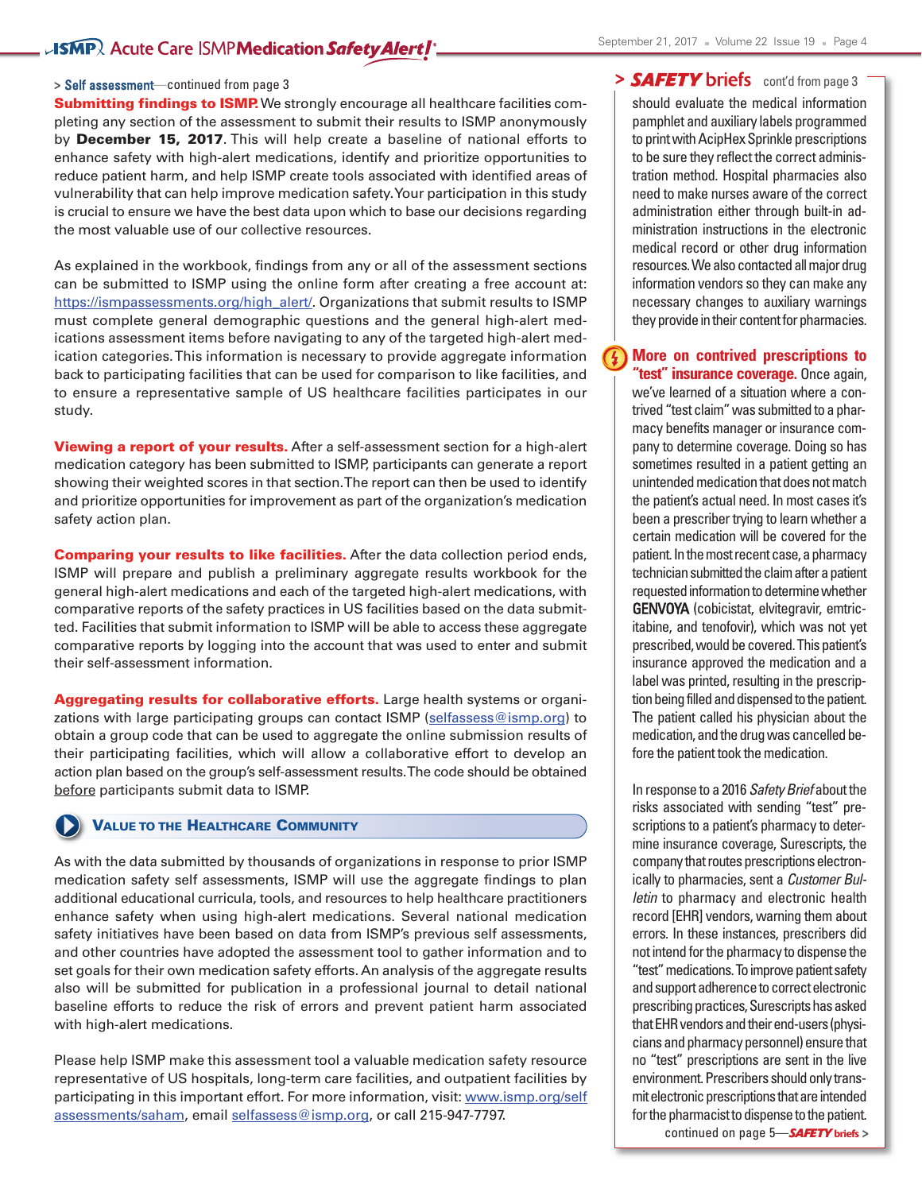> **Self assessment**—continued from page 3

**Submitting findings to ISMP.** We strongly encourage all healthcare facilities completing any section of the assessment to submit their results to ISMP anonymously by **December 15, 2017**. This will help create a baseline of national efforts to enhance safety with high-alert medications, identify and prioritize opportunities to reduce patient harm, and help ISMP create tools associated with identified areas of vulnerability that can help improve medication safety. Your participation in this study is crucial to ensure we have the best data upon which to base our decisions regarding the most valuable use of our collective resources.

As explained in the workbook, findings from any or all of the assessment sections can be submitted to ISMP using the online form after creating a free account at: https://ismpassessments.org/high_alert/. Organizations that submit results to ISMP must complete general demographic questions and the general high-alert medications assessment items before navigating to any of the targeted high-alert medication categories. This information is necessary to provide aggregate information back to participating facilities that can be used for comparison to like facilities, and to ensure a representative sample of US healthcare facilities participates in our study.

**Viewing a report of your results.** After a self-assessment section for a high-alert medication category has been submitted to ISMP, participants can generate a report showing their weighted scores in that section. The report can then be used to identify and prioritize opportunities for improvement as part of the organization's medication safety action plan.

**Comparing your results to like facilities.** After the data collection period ends, ISMP will prepare and publish a preliminary aggregate results workbook for the general high-alert medications and each of the targeted high-alert medications, with comparative reports of the safety practices in US facilities based on the data submitted. Facilities that submit information to ISMP will be able to access these aggregate comparative reports by logging into the account that was used to enter and submit their self-assessment information.

**Aggregating results for collaborative efforts.** Large health systems or organizations with large participating groups can contact ISMP (selfassess@ismp.org) to obtain a group code that can be used to aggregate the online submission results of their participating facilities, which will allow a collaborative effort to develop an action plan based on the group's self-assessment results. The code should be obtained before participants submit data to ISMP.

## Value to the Healthcare Community

As with the data submitted by thousands of organizations in response to prior ISMP medication safety self assessments, ISMP will use the aggregate findings to plan additional educational curricula, tools, and resources to help healthcare practitioners enhance safety when using high-alert medications. Several national medication safety initiatives have been based on data from ISMP's previous self assessments, and other countries have adopted the assessment tool to gather information and to set goals for their own medication safety efforts. An analysis of the aggregate results also will be submitted for publication in a professional journal to detail national baseline efforts to reduce the risk of errors and prevent patient harm associated with high-alert medications.

Please help ISMP make this assessment tool a valuable medication safety resource representative of US hospitals, long-term care facilities, and outpatient facilities by participating in this important effort. For more information, visit: www.ismp.org/selfassessments/saham, email selfassess@ismp.org, or call 215-947-7797.

> ***SAFETY* briefs** cont'd from page 3

should evaluate the medical information pamphlet and auxiliary labels programmed to print with AcipHex Sprinkle prescriptions to be sure they reflect the correct administration method. Hospital pharmacies also need to make nurses aware of the correct administration either through built-in administration instructions in the electronic medical record or other drug information resources. We also contacted all major drug information vendors so they can make any necessary changes to auxiliary warnings they provide in their content for pharmacies.

**More on contrived prescriptions to "test" insurance coverage.** Once again, we've learned of a situation where a contrived "test claim" was submitted to a pharmacy benefits manager or insurance company to determine coverage. Doing so has sometimes resulted in a patient getting an unintended medication that does not match the patient's actual need. In most cases it's been a prescriber trying to learn whether a certain medication will be covered for the patient. In the most recent case, a pharmacy technician submitted the claim after a patient requested information to determine whether **GENVOYA** (cobicistat, elvitegravir, emtricitabine, and tenofovir), which was not yet prescribed, would be covered. This patient's insurance approved the medication and a label was printed, resulting in the prescription being filled and dispensed to the patient. The patient called his physician about the medication, and the drug was cancelled before the patient took the medication.

In response to a 2016 *Safety Brief* about the risks associated with sending "test" prescriptions to a patient's pharmacy to determine insurance coverage, Surescripts, the company that routes prescriptions electronically to pharmacies, sent a *Customer Bulletin* to pharmacy and electronic health record [EHR] vendors, warning them about errors. In these instances, prescribers did not intend for the pharmacy to dispense the "test" medications. To improve patient safety and support adherence to correct electronic prescribing practices, Surescripts has asked that EHR vendors and their end-users (physicians and pharmacy personnel) ensure that no "test" prescriptions are sent in the live environment. Prescribers should only transmit electronic prescriptions that are intended for the pharmacist to dispense to the patient.

continued on page 5—***SAFETY* briefs** >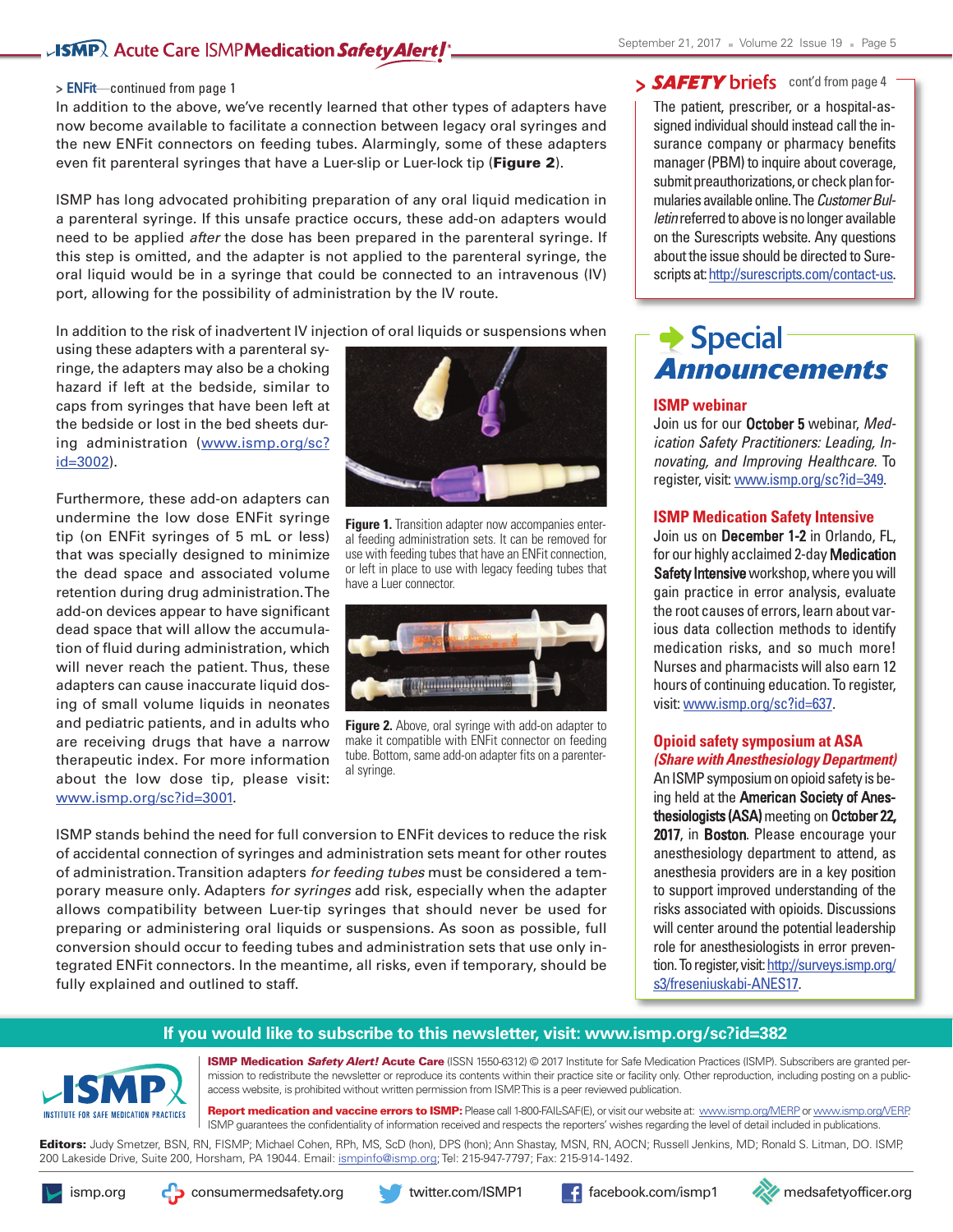> **ENFit**—continued from page 1

In addition to the above, we've recently learned that other types of adapters have now become available to facilitate a connection between legacy oral syringes and the new ENFit connectors on feeding tubes. Alarmingly, some of these adapters even fit parenteral syringes that have a Luer-slip or Luer-lock tip (**Figure 2**).

ISMP has long advocated prohibiting preparation of any oral liquid medication in a parenteral syringe. If this unsafe practice occurs, these add-on adapters would need to be applied *after* the dose has been prepared in the parenteral syringe. If this step is omitted, and the adapter is not applied to the parenteral syringe, the oral liquid would be in a syringe that could be connected to an intravenous (IV) port, allowing for the possibility of administration by the IV route.

In addition to the risk of inadvertent IV injection of oral liquids or suspensions when using these adapters with a parenteral syringe, the adapters may also be a choking hazard if left at the bedside, similar to caps from syringes that have been left at the bedside or lost in the bed sheets during administration (www.ismp.org/sc?id=3002).

**Figure 1.** Transition adapter now accompanies enteral feeding administration sets. It can be removed for use with feeding tubes that have an ENFit connection, or left in place to use with legacy feeding tubes that have a Luer connector.

**Figure 2.** Above, oral syringe with add-on adapter to make it compatible with ENFit connector on feeding tube. Bottom, same add-on adapter fits on a parenteral syringe.

Furthermore, these add-on adapters can undermine the low dose ENFit syringe tip (on ENFit syringes of 5 mL or less) that was specially designed to minimize the dead space and associated volume retention during drug administration. The add-on devices appear to have significant dead space that will allow the accumulation of fluid during administration, which will never reach the patient. Thus, these adapters can cause inaccurate liquid dosing of small volume liquids in neonates and pediatric patients, and in adults who are receiving drugs that have a narrow therapeutic index. For more information about the low dose tip, please visit: www.ismp.org/sc?id=3001.

ISMP stands behind the need for full conversion to ENFit devices to reduce the risk of accidental connection of syringes and administration sets meant for other routes of administration. Transition adapters *for feeding tubes* must be considered a temporary measure only. Adapters *for syringes* add risk, especially when the adapter allows compatibility between Luer-tip syringes that should never be used for preparing or administering oral liquids or suspensions. As soon as possible, full conversion should occur to feeding tubes and administration sets that use only integrated ENFit connectors. In the meantime, all risks, even if temporary, should be fully explained and outlined to staff.

> ***SAFETY* briefs** cont'd from page 4

The patient, prescriber, or a hospital-assigned individual should instead call the insurance company or pharmacy benefits manager (PBM) to inquire about coverage, submit preauthorizations, or check plan formularies available online. The *Customer Bulletin* referred to above is no longer available on the Surescripts website. Any questions about the issue should be directed to Surescripts at: http://surescripts.com/contact-us.

## Special *Announcements*

### ISMP webinar

Join us for our **October 5** webinar, *Medication Safety Practitioners: Leading, Innovating, and Improving Healthcare.* To register, visit: www.ismp.org/sc?id=349.

### ISMP Medication Safety Intensive

Join us on **December 1-2** in Orlando, FL, for our highly acclaimed 2-day **Medication Safety Intensive** workshop, where you will gain practice in error analysis, evaluate the root causes of errors, learn about various data collection methods to identify medication risks, and so much more! Nurses and pharmacists will also earn 12 hours of continuing education. To register, visit: www.ismp.org/sc?id=637.

### Opioid safety symposium at ASA

***(Share with Anesthesiology Department)***

An ISMP symposium on opioid safety is being held at the **American Society of Anesthesiologists (ASA)** meeting on **October 22, 2017**, in **Boston**. Please encourage your anesthesiology department to attend, as anesthesia providers are in a key position to support improved understanding of the risks associated with opioids. Discussions will center around the potential leadership role for anesthesiologists in error prevention. To register, visit: http://surveys.ismp.org/s3/freseniuskabi-ANES17.

**If you would like to subscribe to this newsletter, visit: www.ismp.org/sc?id=382**

**ISMP Medication *Safety Alert!* Acute Care** (ISSN 1550-6312) © 2017 Institute for Safe Medication Practices (ISMP). Subscribers are granted permission to redistribute the newsletter or reproduce its contents within their practice site or facility only. Other reproduction, including posting on a public-access website, is prohibited without written permission from ISMP. This is a peer reviewed publication.

**Report medication and vaccine errors to ISMP:** Please call 1-800-FAIL-SAF(E), or visit our website at: www.ismp.org/MERP or www.ismp.org/VERP. ISMP guarantees the confidentiality of information received and respects the reporters' wishes regarding the level of detail included in publications.

**Editors:** Judy Smetzer, BSN, RN, FISMP; Michael Cohen, RPh, MS, ScD (hon), DPS (hon); Ann Shastay, MSN, RN, AOCN; Russell Jenkins, MD; Ronald S. Litman, DO. ISMP, 200 Lakeside Drive, Suite 200, Horsham, PA 19044. Email: ismpinfo@ismp.org; Tel: 215-947-7797; Fax: 215-914-1492.

ismp.org | consumermedsafety.org | twitter.com/ISMP1 | facebook.com/ismp1 | medsafetyofficer.org